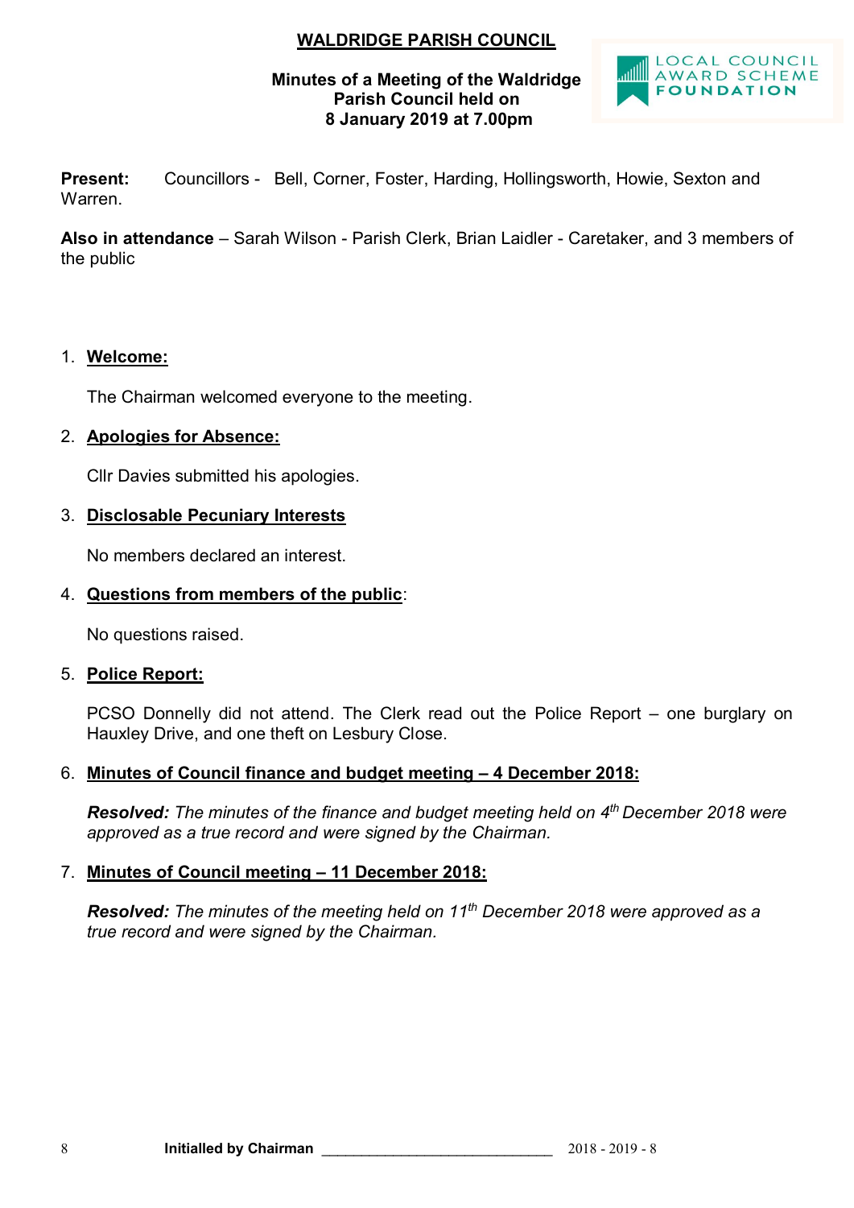# WALDRIDGE PARISH COUNCIL

**Minutes of a Meeting of the Waldridge Parish Council held on 8 January 2019 at 7.00pm**

LOCAL COUNCIL AWARD SCHEME FOUNDATION

**Present:** Councillors - Bell, Corner, Foster, Harding, Hollingsworth, Howie, Sexton and Warren.

**Also in attendance** – Sarah Wilson - Parish Clerk, Brian Laidler - Caretaker, and 3 members of the public

1. **Welcome:**

   The Chairman welcomed everyone to the meeting.

2. **Apologies for Absence:**

   Cllr Davies submitted his apologies.

3. **Disclosable Pecuniary Interests**

   No members declared an interest.

4. **Questions from members of the public:**

   No questions raised.

5. **Police Report:**

   PCSO Donnelly did not attend. The Clerk read out the Police Report – one burglary on Hauxley Drive, and one theft on Lesbury Close.

6. **Minutes of Council finance and budget meeting – 4 December 2018:**

   ***Resolved:*** *The minutes of the finance and budget meeting held on 4th December 2018 were approved as a true record and were signed by the Chairman.*

7. **Minutes of Council meeting – 11 December 2018:**

   ***Resolved:*** *The minutes of the meeting held on 11th December 2018 were approved as a true record and were signed by the Chairman.*

**Initialled by Chairman** ______________________________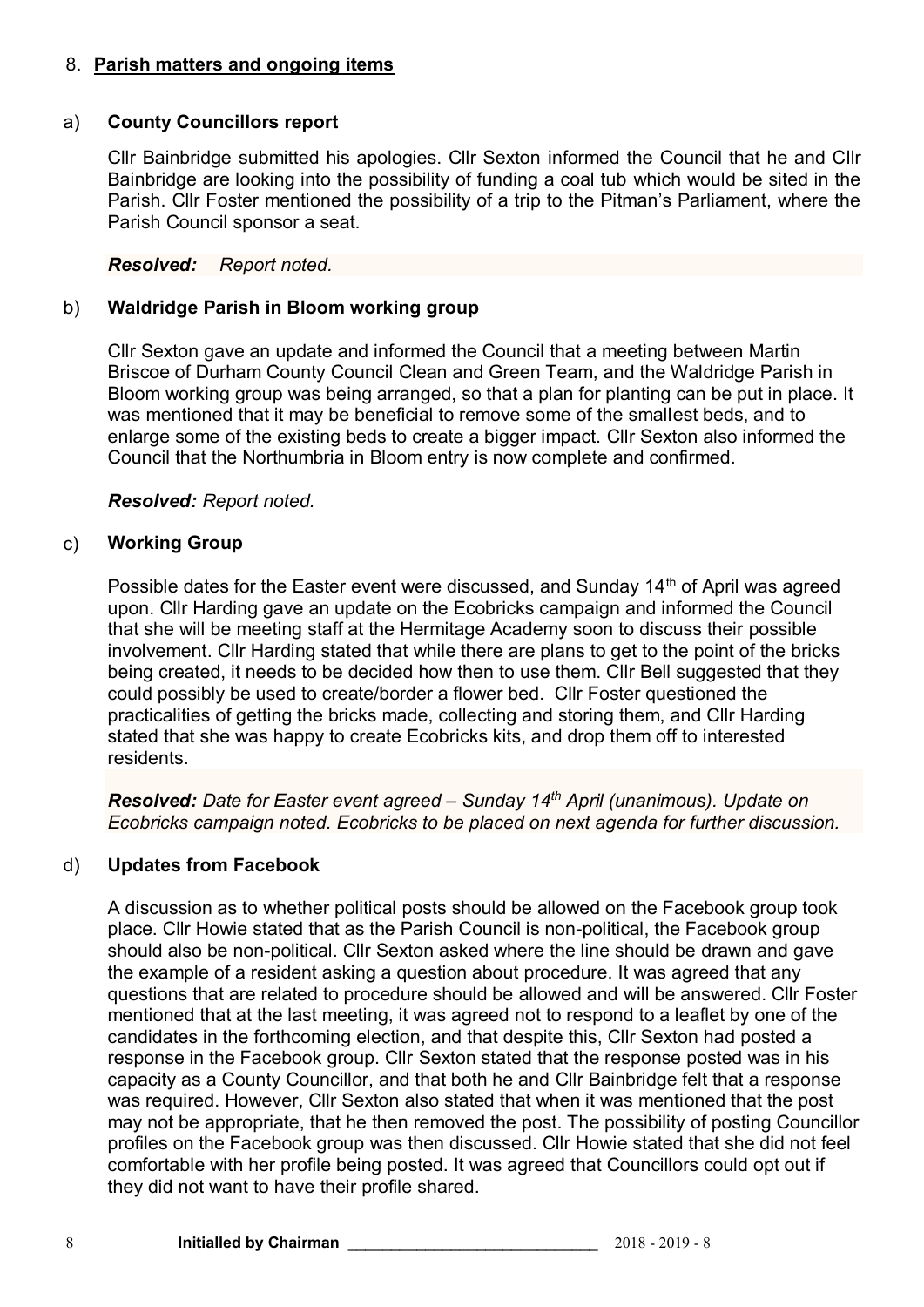## 8. **Parish matters and ongoing items**

### a) **County Councillors report**

Cllr Bainbridge submitted his apologies. Cllr Sexton informed the Council that he and Cllr Bainbridge are looking into the possibility of funding a coal tub which would be sited in the Parish. Cllr Foster mentioned the possibility of a trip to the Pitman's Parliament, where the Parish Council sponsor a seat.

***Resolved:*** *Report noted.*

### b) **Waldridge Parish in Bloom working group**

Cllr Sexton gave an update and informed the Council that a meeting between Martin Briscoe of Durham County Council Clean and Green Team, and the Waldridge Parish in Bloom working group was being arranged, so that a plan for planting can be put in place. It was mentioned that it may be beneficial to remove some of the smallest beds, and to enlarge some of the existing beds to create a bigger impact. Cllr Sexton also informed the Council that the Northumbria in Bloom entry is now complete and confirmed.

***Resolved:*** *Report noted.*

### c) **Working Group**

Possible dates for the Easter event were discussed, and Sunday 14th of April was agreed upon. Cllr Harding gave an update on the Ecobricks campaign and informed the Council that she will be meeting staff at the Hermitage Academy soon to discuss their possible involvement. Cllr Harding stated that while there are plans to get to the point of the bricks being created, it needs to be decided how then to use them. Cllr Bell suggested that they could possibly be used to create/border a flower bed. Cllr Foster questioned the practicalities of getting the bricks made, collecting and storing them, and Cllr Harding stated that she was happy to create Ecobricks kits, and drop them off to interested residents.

***Resolved:*** *Date for Easter event agreed – Sunday 14th April (unanimous). Update on Ecobricks campaign noted. Ecobricks to be placed on next agenda for further discussion.*

### d) **Updates from Facebook**

A discussion as to whether political posts should be allowed on the Facebook group took place. Cllr Howie stated that as the Parish Council is non-political, the Facebook group should also be non-political. Cllr Sexton asked where the line should be drawn and gave the example of a resident asking a question about procedure. It was agreed that any questions that are related to procedure should be allowed and will be answered. Cllr Foster mentioned that at the last meeting, it was agreed not to respond to a leaflet by one of the candidates in the forthcoming election, and that despite this, Cllr Sexton had posted a response in the Facebook group. Cllr Sexton stated that the response posted was in his capacity as a County Councillor, and that both he and Cllr Bainbridge felt that a response was required. However, Cllr Sexton also stated that when it was mentioned that the post may not be appropriate, that he then removed the post. The possibility of posting Councillor profiles on the Facebook group was then discussed. Cllr Howie stated that she did not feel comfortable with her profile being posted. It was agreed that Councillors could opt out if they did not want to have their profile shared.

**Initialled by Chairman** ______________________________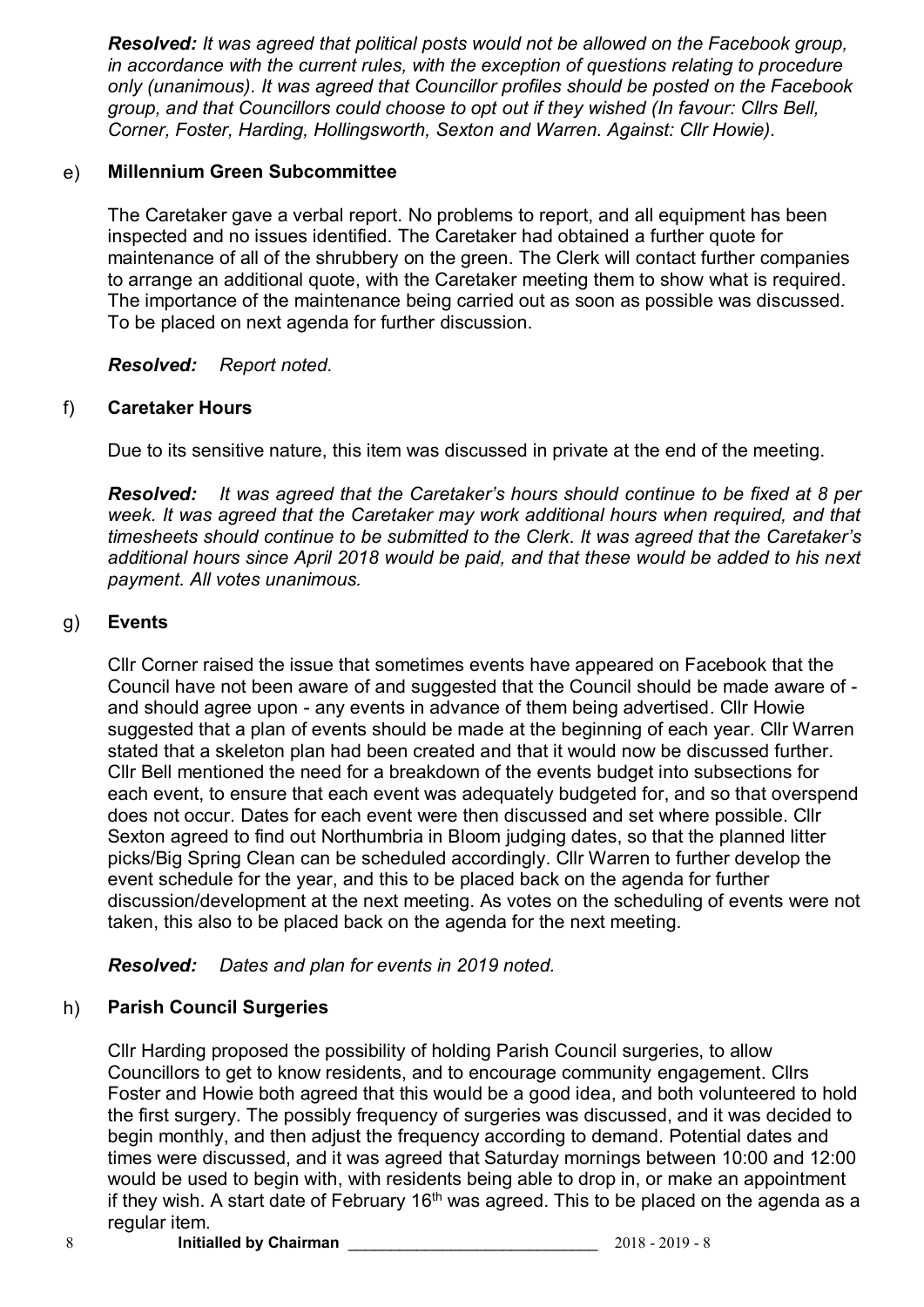*Resolved:* *It was agreed that political posts would not be allowed on the Facebook group, in accordance with the current rules, with the exception of questions relating to procedure only (unanimous). It was agreed that Councillor profiles should be posted on the Facebook group, and that Councillors could choose to opt out if they wished (In favour: Cllrs Bell, Corner, Foster, Harding, Hollingsworth, Sexton and Warren. Against: Cllr Howie).*

e) **Millennium Green Subcommittee**

The Caretaker gave a verbal report. No problems to report, and all equipment has been inspected and no issues identified. The Caretaker had obtained a further quote for maintenance of all of the shrubbery on the green. The Clerk will contact further companies to arrange an additional quote, with the Caretaker meeting them to show what is required. The importance of the maintenance being carried out as soon as possible was discussed. To be placed on next agenda for further discussion.

*Resolved:* *Report noted.*

f) **Caretaker Hours**

Due to its sensitive nature, this item was discussed in private at the end of the meeting.

*Resolved:* *It was agreed that the Caretaker's hours should continue to be fixed at 8 per week. It was agreed that the Caretaker may work additional hours when required, and that timesheets should continue to be submitted to the Clerk. It was agreed that the Caretaker's additional hours since April 2018 would be paid, and that these would be added to his next payment. All votes unanimous.*

g) **Events**

Cllr Corner raised the issue that sometimes events have appeared on Facebook that the Council have not been aware of and suggested that the Council should be made aware of - and should agree upon - any events in advance of them being advertised. Cllr Howie suggested that a plan of events should be made at the beginning of each year. Cllr Warren stated that a skeleton plan had been created and that it would now be discussed further. Cllr Bell mentioned the need for a breakdown of the events budget into subsections for each event, to ensure that each event was adequately budgeted for, and so that overspend does not occur. Dates for each event were then discussed and set where possible. Cllr Sexton agreed to find out Northumbria in Bloom judging dates, so that the planned litter picks/Big Spring Clean can be scheduled accordingly. Cllr Warren to further develop the event schedule for the year, and this to be placed back on the agenda for further discussion/development at the next meeting. As votes on the scheduling of events were not taken, this also to be placed back on the agenda for the next meeting.

*Resolved:* *Dates and plan for events in 2019 noted.*

h) **Parish Council Surgeries**

Cllr Harding proposed the possibility of holding Parish Council surgeries, to allow Councillors to get to know residents, and to encourage community engagement. Cllrs Foster and Howie both agreed that this would be a good idea, and both volunteered to hold the first surgery. The possibly frequency of surgeries was discussed, and it was decided to begin monthly, and then adjust the frequency according to demand. Potential dates and times were discussed, and it was agreed that Saturday mornings between 10:00 and 12:00 would be used to begin with, with residents being able to drop in, or make an appointment if they wish. A start date of February 16th was agreed. This to be placed on the agenda as a regular item.

**Initialled by Chairman** ____________________________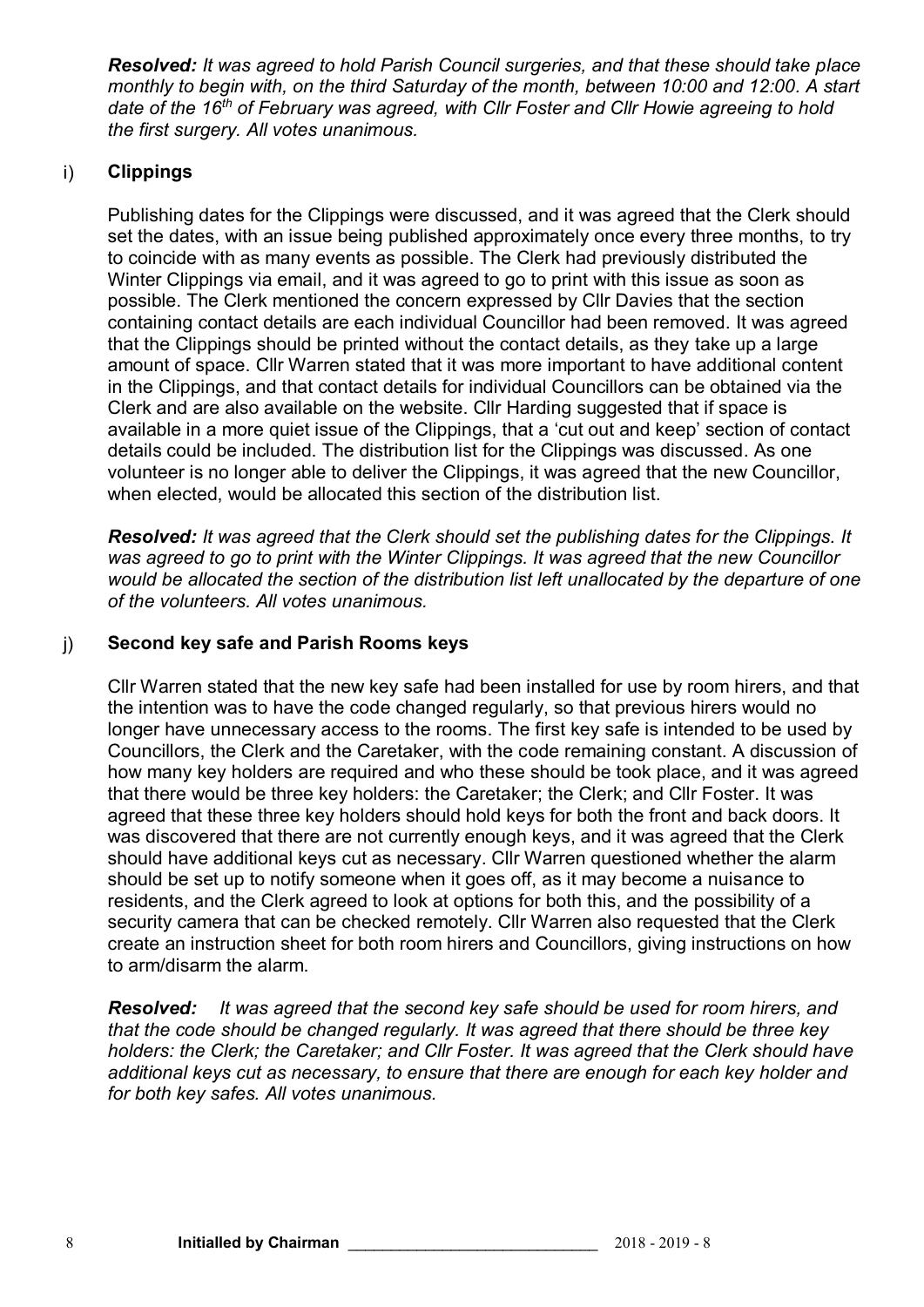***Resolved:** It was agreed to hold Parish Council surgeries, and that these should take place monthly to begin with, on the third Saturday of the month, between 10:00 and 12:00. A start date of the 16th of February was agreed, with Cllr Foster and Cllr Howie agreeing to hold the first surgery. All votes unanimous.*

### i) Clippings

Publishing dates for the Clippings were discussed, and it was agreed that the Clerk should set the dates, with an issue being published approximately once every three months, to try to coincide with as many events as possible. The Clerk had previously distributed the Winter Clippings via email, and it was agreed to go to print with this issue as soon as possible. The Clerk mentioned the concern expressed by Cllr Davies that the section containing contact details are each individual Councillor had been removed. It was agreed that the Clippings should be printed without the contact details, as they take up a large amount of space. Cllr Warren stated that it was more important to have additional content in the Clippings, and that contact details for individual Councillors can be obtained via the Clerk and are also available on the website. Cllr Harding suggested that if space is available in a more quiet issue of the Clippings, that a 'cut out and keep' section of contact details could be included. The distribution list for the Clippings was discussed. As one volunteer is no longer able to deliver the Clippings, it was agreed that the new Councillor, when elected, would be allocated this section of the distribution list.

***Resolved:** It was agreed that the Clerk should set the publishing dates for the Clippings. It was agreed to go to print with the Winter Clippings. It was agreed that the new Councillor would be allocated the section of the distribution list left unallocated by the departure of one of the volunteers. All votes unanimous.*

### j) Second key safe and Parish Rooms keys

Cllr Warren stated that the new key safe had been installed for use by room hirers, and that the intention was to have the code changed regularly, so that previous hirers would no longer have unnecessary access to the rooms. The first key safe is intended to be used by Councillors, the Clerk and the Caretaker, with the code remaining constant. A discussion of how many key holders are required and who these should be took place, and it was agreed that there would be three key holders: the Caretaker; the Clerk; and Cllr Foster. It was agreed that these three key holders should hold keys for both the front and back doors. It was discovered that there are not currently enough keys, and it was agreed that the Clerk should have additional keys cut as necessary. Cllr Warren questioned whether the alarm should be set up to notify someone when it goes off, as it may become a nuisance to residents, and the Clerk agreed to look at options for both this, and the possibility of a security camera that can be checked remotely. Cllr Warren also requested that the Clerk create an instruction sheet for both room hirers and Councillors, giving instructions on how to arm/disarm the alarm.

***Resolved:** It was agreed that the second key safe should be used for room hirers, and that the code should be changed regularly. It was agreed that there should be three key holders: the Clerk; the Caretaker; and Cllr Foster. It was agreed that the Clerk should have additional keys cut as necessary, to ensure that there are enough for each key holder and for both key safes. All votes unanimous.*

**Initialled by Chairman** ____________________________ 2018 - 2019 - 8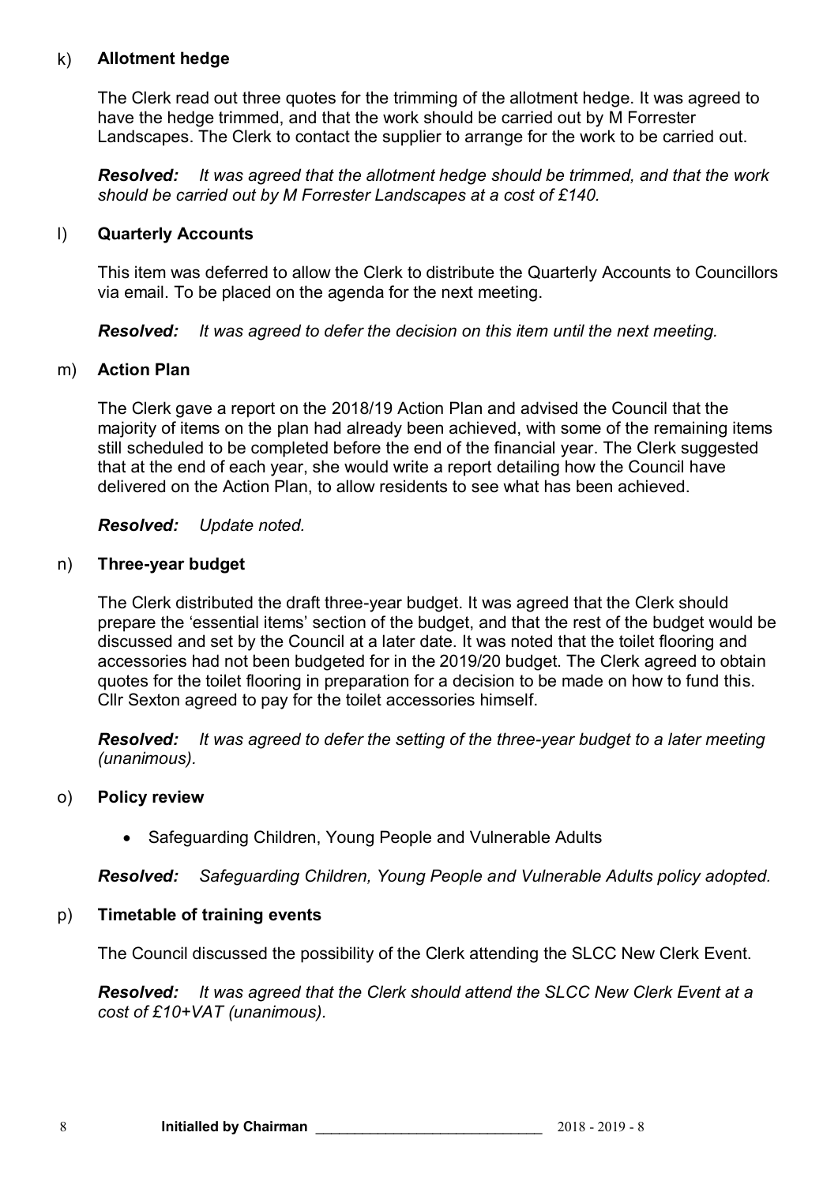k) **Allotment hedge**

The Clerk read out three quotes for the trimming of the allotment hedge. It was agreed to have the hedge trimmed, and that the work should be carried out by M Forrester Landscapes. The Clerk to contact the supplier to arrange for the work to be carried out.

***Resolved:*** *It was agreed that the allotment hedge should be trimmed, and that the work should be carried out by M Forrester Landscapes at a cost of £140.*

l) **Quarterly Accounts**

This item was deferred to allow the Clerk to distribute the Quarterly Accounts to Councillors via email. To be placed on the agenda for the next meeting.

***Resolved:*** *It was agreed to defer the decision on this item until the next meeting.*

m) **Action Plan**

The Clerk gave a report on the 2018/19 Action Plan and advised the Council that the majority of items on the plan had already been achieved, with some of the remaining items still scheduled to be completed before the end of the financial year. The Clerk suggested that at the end of each year, she would write a report detailing how the Council have delivered on the Action Plan, to allow residents to see what has been achieved.

***Resolved:*** *Update noted.*

n) **Three-year budget**

The Clerk distributed the draft three-year budget. It was agreed that the Clerk should prepare the 'essential items' section of the budget, and that the rest of the budget would be discussed and set by the Council at a later date. It was noted that the toilet flooring and accessories had not been budgeted for in the 2019/20 budget. The Clerk agreed to obtain quotes for the toilet flooring in preparation for a decision to be made on how to fund this. Cllr Sexton agreed to pay for the toilet accessories himself.

***Resolved:*** *It was agreed to defer the setting of the three-year budget to a later meeting (unanimous).*

o) **Policy review**

- Safeguarding Children, Young People and Vulnerable Adults

***Resolved:*** *Safeguarding Children, Young People and Vulnerable Adults policy adopted.*

p) **Timetable of training events**

The Council discussed the possibility of the Clerk attending the SLCC New Clerk Event.

***Resolved:*** *It was agreed that the Clerk should attend the SLCC New Clerk Event at a cost of £10+VAT (unanimous).*

**Initialled by Chairman** ____________________________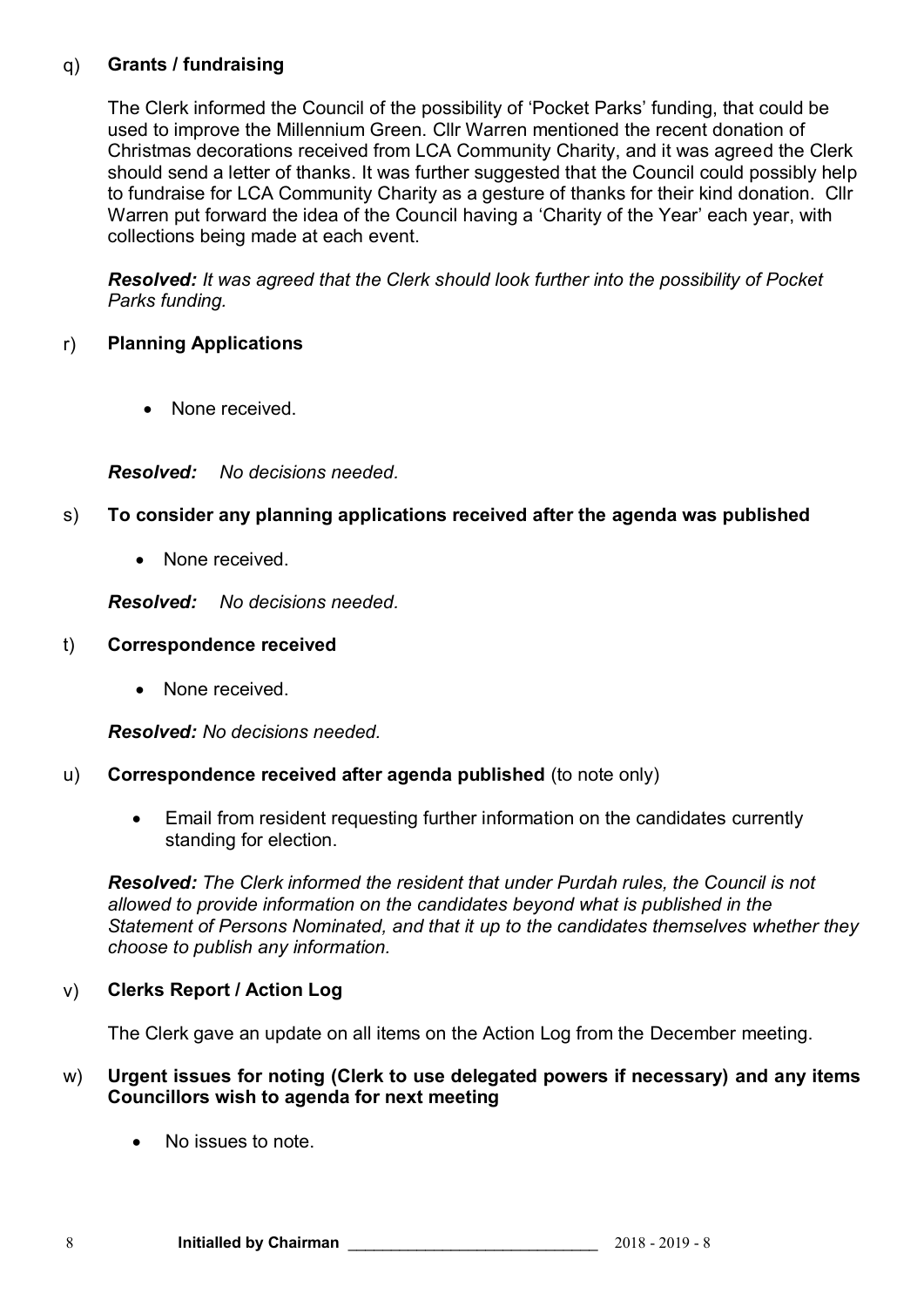q) **Grants / fundraising**

The Clerk informed the Council of the possibility of 'Pocket Parks' funding, that could be used to improve the Millennium Green. Cllr Warren mentioned the recent donation of Christmas decorations received from LCA Community Charity, and it was agreed the Clerk should send a letter of thanks. It was further suggested that the Council could possibly help to fundraise for LCA Community Charity as a gesture of thanks for their kind donation. Cllr Warren put forward the idea of the Council having a 'Charity of the Year' each year, with collections being made at each event.

***Resolved:*** *It was agreed that the Clerk should look further into the possibility of Pocket Parks funding.*

r) **Planning Applications**

- None received.

***Resolved:*** *No decisions needed.*

s) **To consider any planning applications received after the agenda was published**

- None received.

***Resolved:*** *No decisions needed.*

t) **Correspondence received**

- None received.

***Resolved:*** *No decisions needed.*

u) **Correspondence received after agenda published** (to note only)

- Email from resident requesting further information on the candidates currently standing for election.

***Resolved:*** *The Clerk informed the resident that under Purdah rules, the Council is not allowed to provide information on the candidates beyond what is published in the Statement of Persons Nominated, and that it up to the candidates themselves whether they choose to publish any information.*

v) **Clerks Report / Action Log**

The Clerk gave an update on all items on the Action Log from the December meeting.

w) **Urgent issues for noting (Clerk to use delegated powers if necessary) and any items Councillors wish to agenda for next meeting**

- No issues to note.

**Initialled by Chairman** \_\_\_\_\_\_\_\_\_\_\_\_\_\_\_\_\_\_\_\_\_\_\_\_\_\_\_\_\_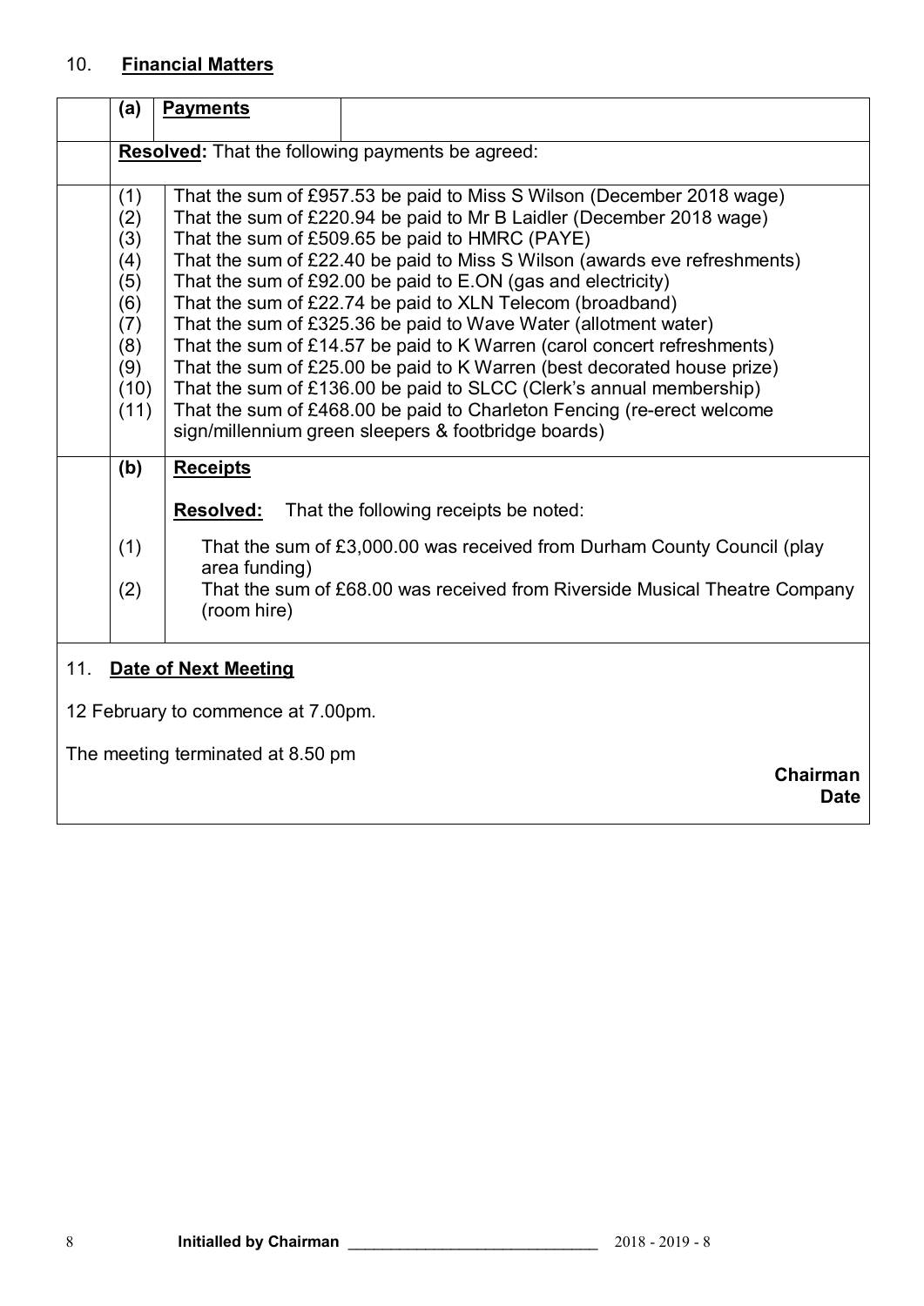## 10. **Financial Matters**

**(a) Payments**

**Resolved:** That the following payments be agreed:

| | |
|---|---|
| (1) | That the sum of £957.53 be paid to Miss S Wilson (December 2018 wage) |
| (2) | That the sum of £220.94 be paid to Mr B Laidler (December 2018 wage) |
| (3) | That the sum of £509.65 be paid to HMRC (PAYE) |
| (4) | That the sum of £22.40 be paid to Miss S Wilson (awards eve refreshments) |
| (5) | That the sum of £92.00 be paid to E.ON (gas and electricity) |
| (6) | That the sum of £22.74 be paid to XLN Telecom (broadband) |
| (7) | That the sum of £325.36 be paid to Wave Water (allotment water) |
| (8) | That the sum of £14.57 be paid to K Warren (carol concert refreshments) |
| (9) | That the sum of £25.00 be paid to K Warren (best decorated house prize) |
| (10) | That the sum of £136.00 be paid to SLCC (Clerk's annual membership) |
| (11) | That the sum of £468.00 be paid to Charleton Fencing (re-erect welcome sign/millennium green sleepers & footbridge boards) |

**(b) Receipts**

**Resolved:** That the following receipts be noted:

| | |
|---|---|
| (1) | That the sum of £3,000.00 was received from Durham County Council (play area funding) |
| (2) | That the sum of £68.00 was received from Riverside Musical Theatre Company (room hire) |

## 11. **Date of Next Meeting**

12 February to commence at 7.00pm.

The meeting terminated at 8.50 pm

**Chairman**
**Date**

**Initialled by Chairman** ______________________________